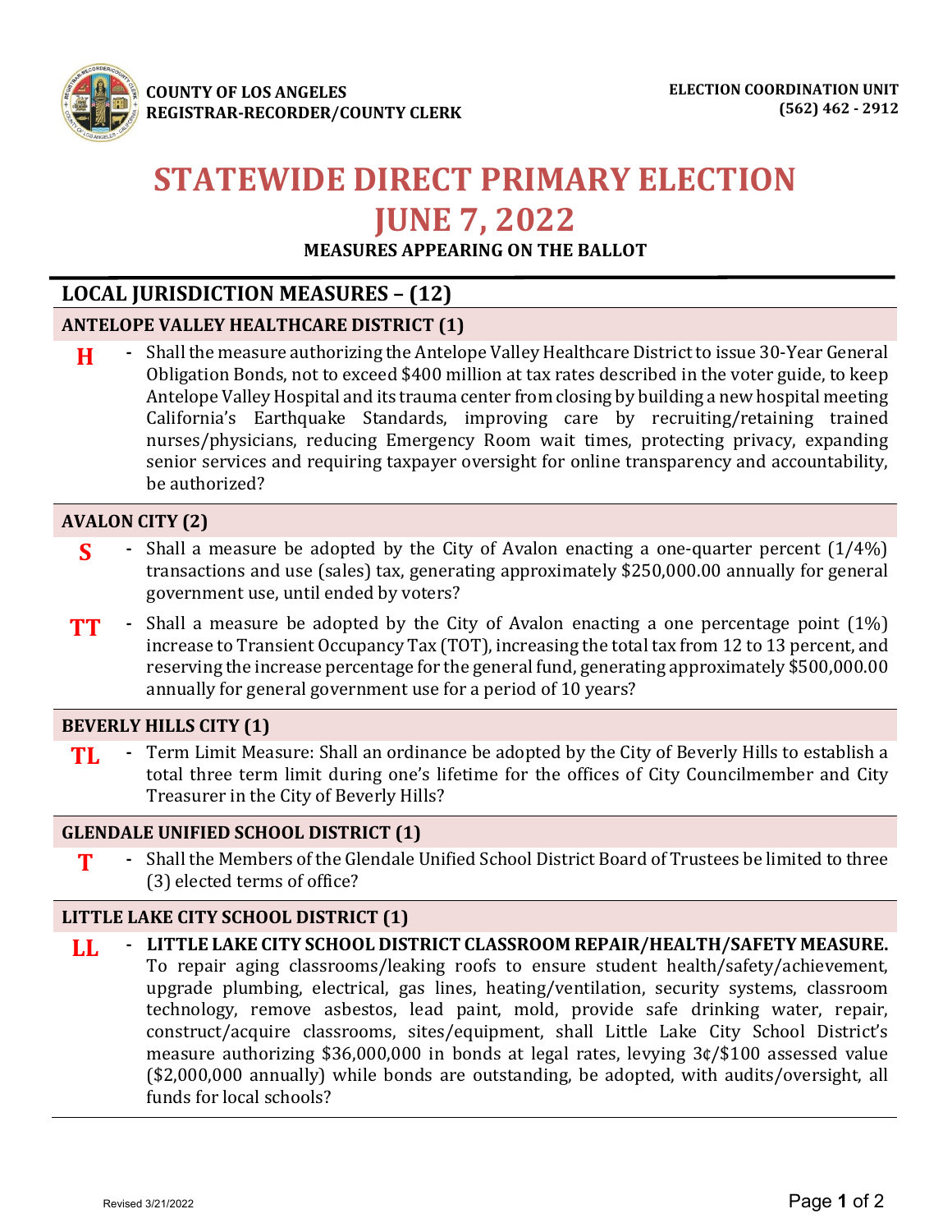COUNTY OF LOS ANGELES
REGISTRAR-RECORDER/COUNTY CLERK

ELECTION COORDINATION UNIT
(562) 462 - 2912

# STATEWIDE DIRECT PRIMARY ELECTION
# JUNE 7, 2022

**MEASURES APPEARING ON THE BALLOT**

## LOCAL JURISDICTION MEASURES – (12)

### ANTELOPE VALLEY HEALTHCARE DISTRICT (1)

**H** - Shall the measure authorizing the Antelope Valley Healthcare District to issue 30-Year General Obligation Bonds, not to exceed $400 million at tax rates described in the voter guide, to keep Antelope Valley Hospital and its trauma center from closing by building a new hospital meeting California's Earthquake Standards, improving care by recruiting/retaining trained nurses/physicians, reducing Emergency Room wait times, protecting privacy, expanding senior services and requiring taxpayer oversight for online transparency and accountability, be authorized?

### AVALON CITY (2)

**S** - Shall a measure be adopted by the City of Avalon enacting a one-quarter percent (1/4%) transactions and use (sales) tax, generating approximately $250,000.00 annually for general government use, until ended by voters?

**TT** - Shall a measure be adopted by the City of Avalon enacting a one percentage point (1%) increase to Transient Occupancy Tax (TOT), increasing the total tax from 12 to 13 percent, and reserving the increase percentage for the general fund, generating approximately $500,000.00 annually for general government use for a period of 10 years?

### BEVERLY HILLS CITY (1)

**TL** - Term Limit Measure: Shall an ordinance be adopted by the City of Beverly Hills to establish a total three term limit during one's lifetime for the offices of City Councilmember and City Treasurer in the City of Beverly Hills?

### GLENDALE UNIFIED SCHOOL DISTRICT (1)

**T** - Shall the Members of the Glendale Unified School District Board of Trustees be limited to three (3) elected terms of office?

### LITTLE LAKE CITY SCHOOL DISTRICT (1)

**LL** - **LITTLE LAKE CITY SCHOOL DISTRICT CLASSROOM REPAIR/HEALTH/SAFETY MEASURE.** To repair aging classrooms/leaking roofs to ensure student health/safety/achievement, upgrade plumbing, electrical, gas lines, heating/ventilation, security systems, classroom technology, remove asbestos, lead paint, mold, provide safe drinking water, repair, construct/acquire classrooms, sites/equipment, shall Little Lake City School District's measure authorizing $36,000,000 in bonds at legal rates, levying 3¢/$100 assessed value ($2,000,000 annually) while bonds are outstanding, be adopted, with audits/oversight, all funds for local schools?

Revised 3/21/2022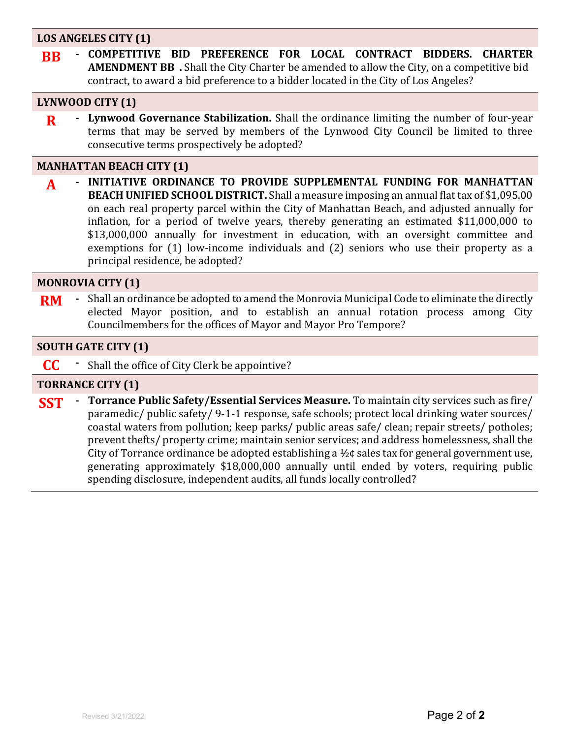## LOS ANGELES CITY (1)

**BB** - **COMPETITIVE BID PREFERENCE FOR LOCAL CONTRACT BIDDERS. CHARTER AMENDMENT BB .** Shall the City Charter be amended to allow the City, on a competitive bid contract, to award a bid preference to a bidder located in the City of Los Angeles?

## LYNWOOD CITY (1)

**R** - **Lynwood Governance Stabilization.** Shall the ordinance limiting the number of four-year terms that may be served by members of the Lynwood City Council be limited to three consecutive terms prospectively be adopted?

## MANHATTAN BEACH CITY (1)

**A** - **INITIATIVE ORDINANCE TO PROVIDE SUPPLEMENTAL FUNDING FOR MANHATTAN BEACH UNIFIED SCHOOL DISTRICT.** Shall a measure imposing an annual flat tax of $1,095.00 on each real property parcel within the City of Manhattan Beach, and adjusted annually for inflation, for a period of twelve years, thereby generating an estimated $11,000,000 to $13,000,000 annually for investment in education, with an oversight committee and exemptions for (1) low-income individuals and (2) seniors who use their property as a principal residence, be adopted?

## MONROVIA CITY (1)

**RM** - Shall an ordinance be adopted to amend the Monrovia Municipal Code to eliminate the directly elected Mayor position, and to establish an annual rotation process among City Councilmembers for the offices of Mayor and Mayor Pro Tempore?

## SOUTH GATE CITY (1)

**CC** - Shall the office of City Clerk be appointive?

## TORRANCE CITY (1)

**SST** - **Torrance Public Safety/Essential Services Measure.** To maintain city services such as fire/ paramedic/ public safety/ 9-1-1 response, safe schools; protect local drinking water sources/ coastal waters from pollution; keep parks/ public areas safe/ clean; repair streets/ potholes; prevent thefts/ property crime; maintain senior services; and address homelessness, shall the City of Torrance ordinance be adopted establishing a ½¢ sales tax for general government use, generating approximately $18,000,000 annually until ended by voters, requiring public spending disclosure, independent audits, all funds locally controlled?

Revised 3/21/2022